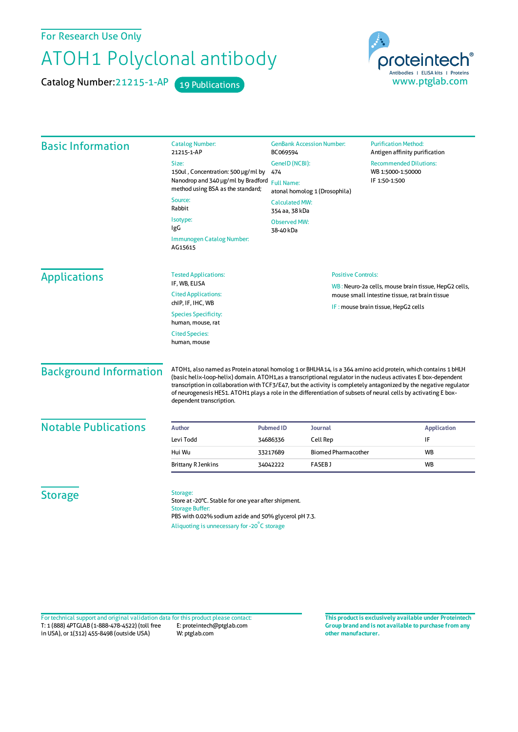For Research Use Only

# ATOH1 Polyclonal antibody

Catalog Number: 21215-1-AP 19 Publications

proteintech® Antibodies | ELISA kits | Proteins www.ptglab.com

## Basic Information

Catalog Number:
21215-1-AP

Size:
150ul , Concentration: 500 μg/ml by Nanodrop and 340 μg/ml by Bradford method using BSA as the standard;

Source:
Rabbit

Isotype:
IgG

Immunogen Catalog Number:
AG15615

GenBank Accession Number:
BC069594

GeneID (NCBI):
474

Full Name:
atonal homolog 1 (Drosophila)

Calculated MW:
354 aa, 38 kDa

Observed MW:
38-40 kDa

Purification Method:
Antigen affinity purification

Recommended Dilutions:
WB 1:5000-1:50000
IF 1:50-1:500

## Applications

Tested Applications:
IF, WB, ELISA

Cited Applications:
chIP, IF, IHC, WB

Species Specificity:
human, mouse, rat

Cited Species:
human, mouse

Positive Controls:

WB : Neuro-2a cells, mouse brain tissue, HepG2 cells, mouse small intestine tissue, rat brain tissue

IF : mouse brain tissue, HepG2 cells

## Background Information

ATOH1, also named as Protein atonal homolog 1 or BHLHA14, is a 364 amino acid protein, which contains 1 bHLH (basic helix-loop-helix) domain. ATOH1,as a transcriptional regulator in the nucleus activates E box-dependent transcription in collaboration with TCF3/E47, but the activity is completely antagonized by the negative regulator of neurogenesis HES1. ATOH1 plays a role in the differentiation of subsets of neural cells by activating E box-dependent transcription.

## Notable Publications

| Author | Pubmed ID | Journal | Application |
|---|---|---|---|
| Levi Todd | 34686336 | Cell Rep | IF |
| Hui Wu | 33217689 | Biomed Pharmacother | WB |
| Brittany R Jenkins | 34042222 | FASEB J | WB |

## Storage

Storage:
Store at -20°C. Stable for one year after shipment.

Storage Buffer:
PBS with 0.02% sodium azide and 50% glycerol pH 7.3.

Aliquoting is unnecessary for -20°C storage

For technical support and original validation data for this product please contact:
T: 1 (888) 4PTGLAB (1-888-478-4522) (toll free in USA), or 1(312) 455-8498 (outside USA)
E: proteintech@ptglab.com
W: ptglab.com

**This product is exclusively available under Proteintech Group brand and is not available to purchase from any other manufacturer.**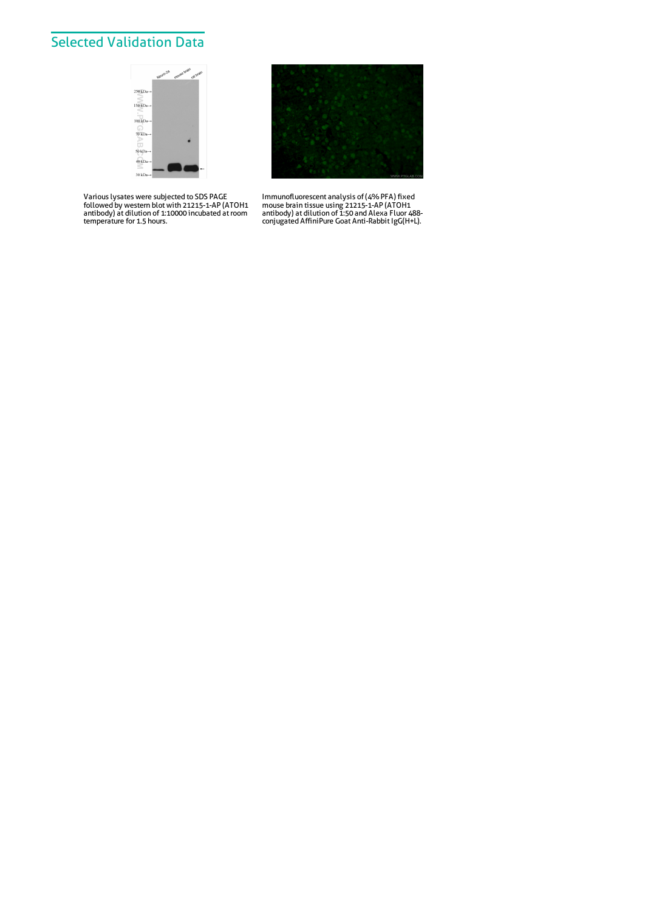## Selected Validation Data

Neuro-2a
mouse brain
rat brain

250 kDa→
150 kDa→
100 kDa→
70 kDa→
50 kDa→
40 kDa→
30 kDa→

Various lysates were subjected to SDS PAGE followed by western blot with 21215-1-AP (ATOH1 antibody) at dilution of 1:10000 incubated at room temperature for 1.5 hours.

Immunofluorescent analysis of (4% PFA) fixed mouse brain tissue using 21215-1-AP (ATOH1 antibody) at dilution of 1:50 and Alexa Fluor 488-conjugated AffiniPure Goat Anti-Rabbit IgG(H+L).